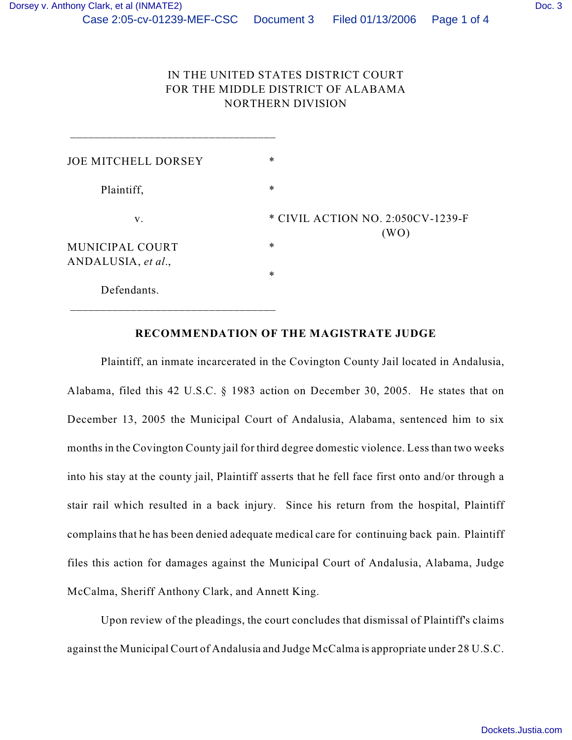IN THE UNITED STATES DISTRICT COURT
FOR THE MIDDLE DISTRICT OF ALABAMA
NORTHERN DIVISION

______________________________

JOE MITCHELL DORSEY *

Plaintiff, *

v. * CIVIL ACTION NO. 2:050CV-1239-F
(WO)

MUNICIPAL COURT *
ANDALUSIA, *et al*.,
*

Defendants.

______________________________

## RECOMMENDATION OF THE MAGISTRATE JUDGE

Plaintiff, an inmate incarcerated in the Covington County Jail located in Andalusia, Alabama, filed this 42 U.S.C. § 1983 action on December 30, 2005. He states that on December 13, 2005 the Municipal Court of Andalusia, Alabama, sentenced him to six months in the Covington County jail for third degree domestic violence. Less than two weeks into his stay at the county jail, Plaintiff asserts that he fell face first onto and/or through a stair rail which resulted in a back injury. Since his return from the hospital, Plaintiff complains that he has been denied adequate medical care for continuing back pain. Plaintiff files this action for damages against the Municipal Court of Andalusia, Alabama, Judge McCalma, Sheriff Anthony Clark, and Annett King.

Upon review of the pleadings, the court concludes that dismissal of Plaintiff's claims against the Municipal Court of Andalusia and Judge McCalma is appropriate under 28 U.S.C.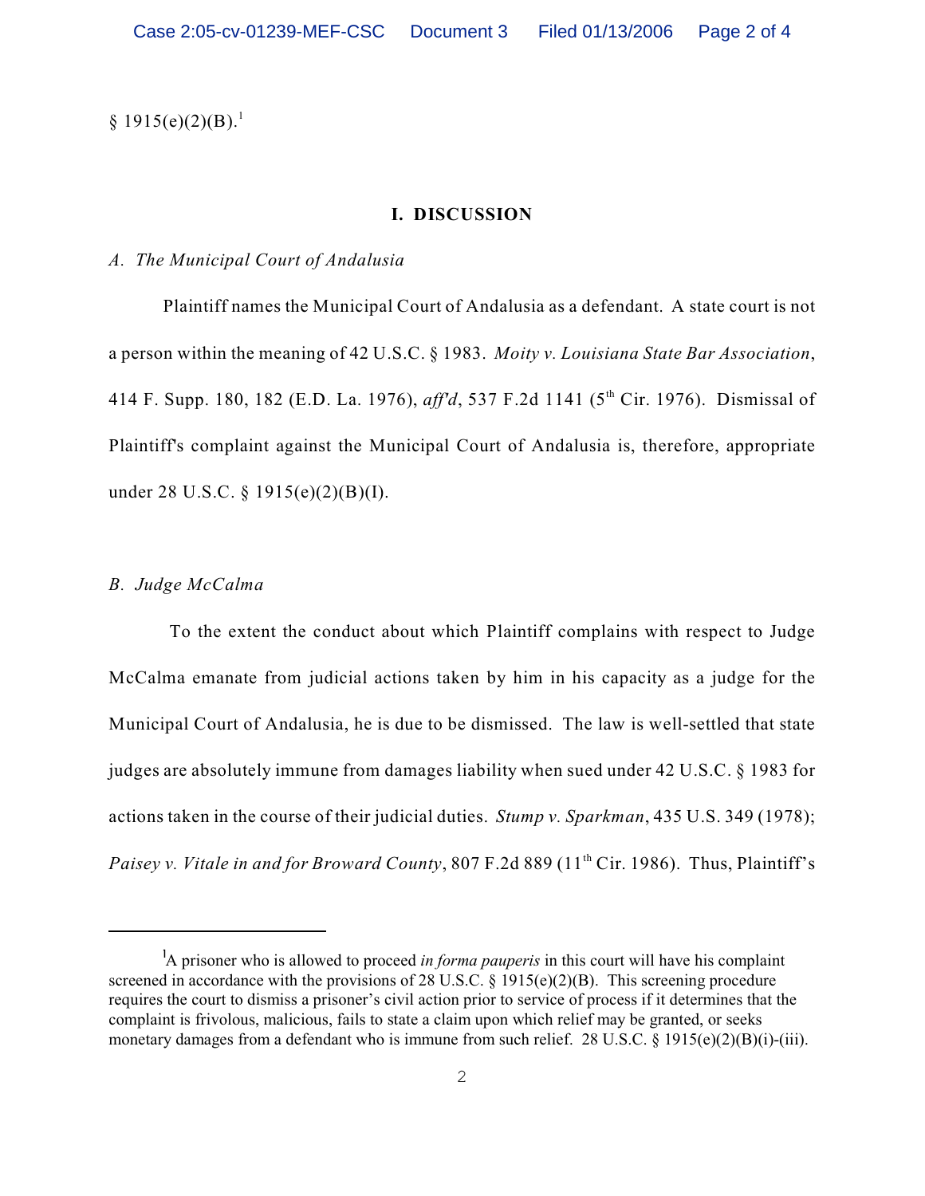§ 1915(e)(2)(B).[1]

## I. DISCUSSION

*A. The Municipal Court of Andalusia*

Plaintiff names the Municipal Court of Andalusia as a defendant. A state court is not a person within the meaning of 42 U.S.C. § 1983. *Moity v. Louisiana State Bar Association*, 414 F. Supp. 180, 182 (E.D. La. 1976), *aff'd*, 537 F.2d 1141 (5th Cir. 1976). Dismissal of Plaintiff's complaint against the Municipal Court of Andalusia is, therefore, appropriate under 28 U.S.C. § 1915(e)(2)(B)(I).

*B. Judge McCalma*

To the extent the conduct about which Plaintiff complains with respect to Judge McCalma emanate from judicial actions taken by him in his capacity as a judge for the Municipal Court of Andalusia, he is due to be dismissed. The law is well-settled that state judges are absolutely immune from damages liability when sued under 42 U.S.C. § 1983 for actions taken in the course of their judicial duties. *Stump v. Sparkman*, 435 U.S. 349 (1978); *Paisey v. Vitale in and for Broward County*, 807 F.2d 889 (11th Cir. 1986). Thus, Plaintiff's

---

[1] A prisoner who is allowed to proceed *in forma pauperis* in this court will have his complaint screened in accordance with the provisions of 28 U.S.C. § 1915(e)(2)(B). This screening procedure requires the court to dismiss a prisoner's civil action prior to service of process if it determines that the complaint is frivolous, malicious, fails to state a claim upon which relief may be granted, or seeks monetary damages from a defendant who is immune from such relief. 28 U.S.C. § 1915(e)(2)(B)(i)-(iii).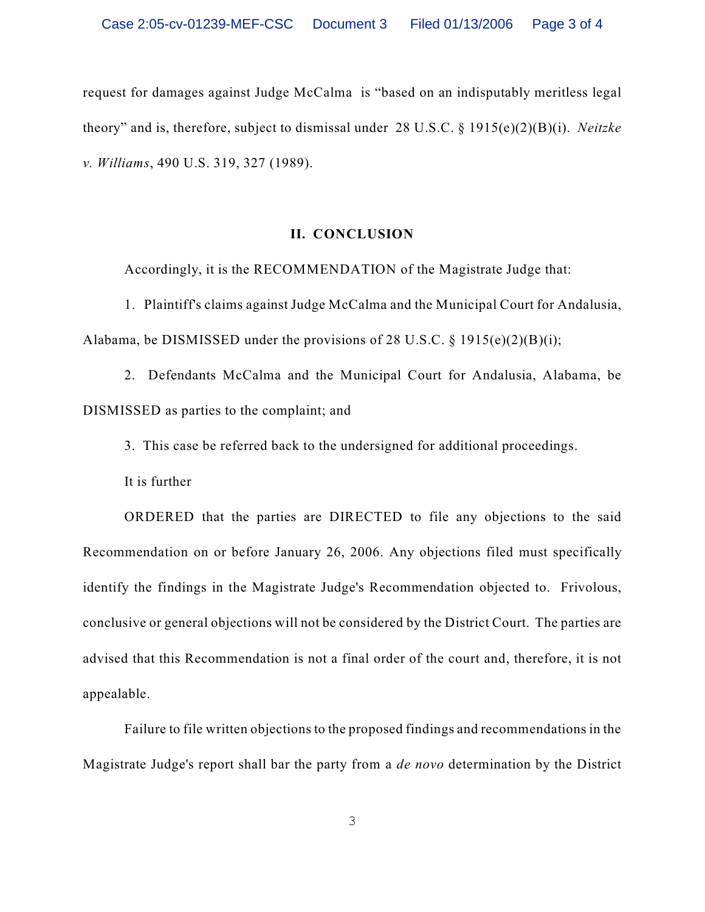request for damages against Judge McCalma is "based on an indisputably meritless legal theory" and is, therefore, subject to dismissal under 28 U.S.C. § 1915(e)(2)(B)(i). *Neitzke v. Williams*, 490 U.S. 319, 327 (1989).

## II. CONCLUSION

Accordingly, it is the RECOMMENDATION of the Magistrate Judge that:

1. Plaintiff's claims against Judge McCalma and the Municipal Court for Andalusia, Alabama, be DISMISSED under the provisions of 28 U.S.C. § 1915(e)(2)(B)(i);

2. Defendants McCalma and the Municipal Court for Andalusia, Alabama, be DISMISSED as parties to the complaint; and

3. This case be referred back to the undersigned for additional proceedings.

It is further

ORDERED that the parties are DIRECTED to file any objections to the said Recommendation on or before January 26, 2006. Any objections filed must specifically identify the findings in the Magistrate Judge's Recommendation objected to. Frivolous, conclusive or general objections will not be considered by the District Court. The parties are advised that this Recommendation is not a final order of the court and, therefore, it is not appealable.

Failure to file written objections to the proposed findings and recommendations in the Magistrate Judge's report shall bar the party from a *de novo* determination by the District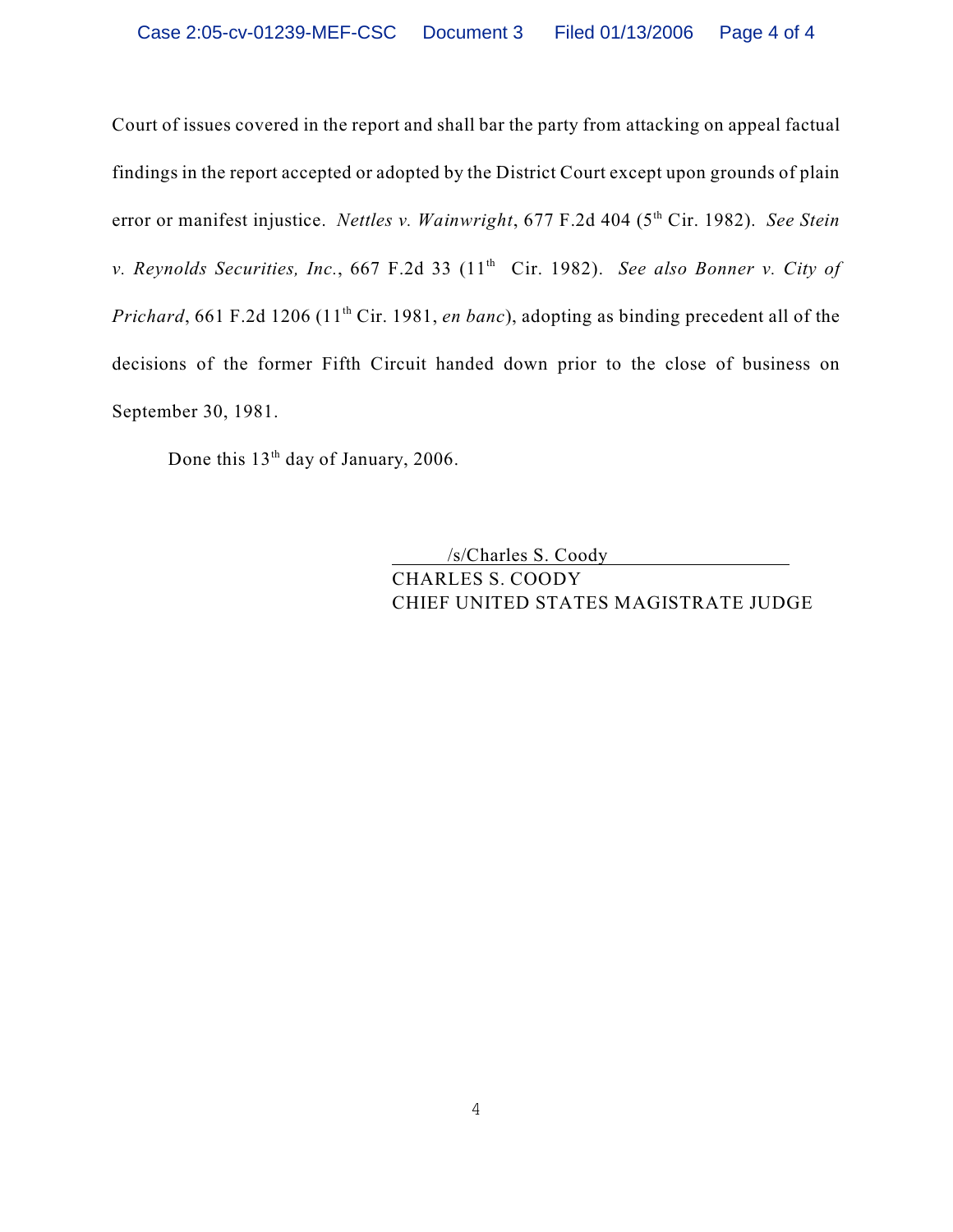Court of issues covered in the report and shall bar the party from attacking on appeal factual findings in the report accepted or adopted by the District Court except upon grounds of plain error or manifest injustice. *Nettles v. Wainwright*, 677 F.2d 404 (5th Cir. 1982). *See Stein v. Reynolds Securities, Inc.*, 667 F.2d 33 (11th Cir. 1982). *See also Bonner v. City of Prichard*, 661 F.2d 1206 (11th Cir. 1981, *en banc*), adopting as binding precedent all of the decisions of the former Fifth Circuit handed down prior to the close of business on September 30, 1981.

Done this 13th day of January, 2006.

/s/Charles S. Coody
CHARLES S. COODY
CHIEF UNITED STATES MAGISTRATE JUDGE